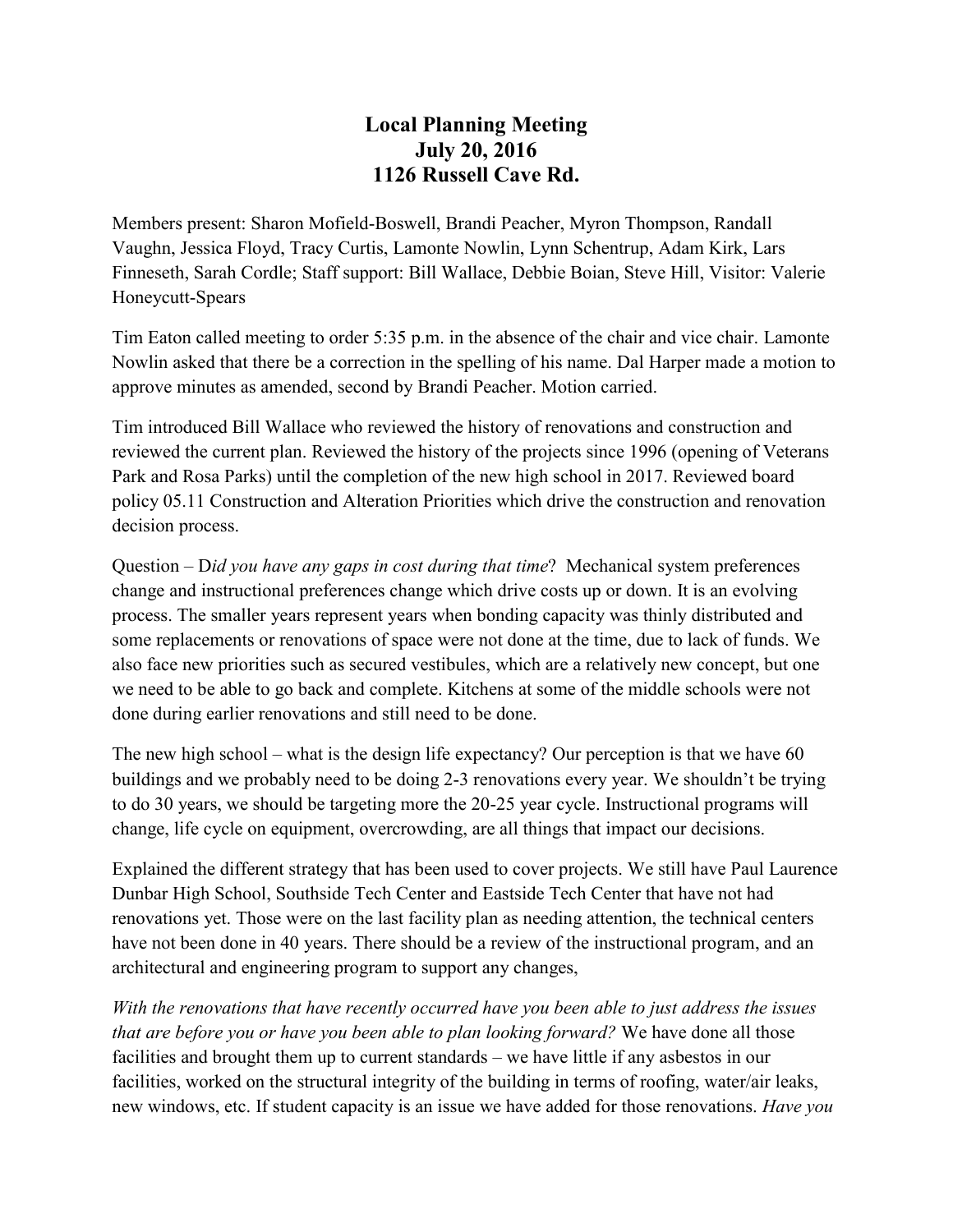# Local Planning Meeting
# July 20, 2016
# 1126 Russell Cave Rd.

Members present: Sharon Mofield-Boswell, Brandi Peacher, Myron Thompson, Randall Vaughn, Jessica Floyd, Tracy Curtis, Lamonte Nowlin, Lynn Schentrup, Adam Kirk, Lars Finneseth, Sarah Cordle; Staff support: Bill Wallace, Debbie Boian, Steve Hill, Visitor: Valerie Honeycutt-Spears

Tim Eaton called meeting to order 5:35 p.m. in the absence of the chair and vice chair. Lamonte Nowlin asked that there be a correction in the spelling of his name. Dal Harper made a motion to approve minutes as amended, second by Brandi Peacher. Motion carried.

Tim introduced Bill Wallace who reviewed the history of renovations and construction and reviewed the current plan. Reviewed the history of the projects since 1996 (opening of Veterans Park and Rosa Parks) until the completion of the new high school in 2017. Reviewed board policy 05.11 Construction and Alteration Priorities which drive the construction and renovation decision process.

Question – D*id you have any gaps in cost during that time*? Mechanical system preferences change and instructional preferences change which drive costs up or down. It is an evolving process. The smaller years represent years when bonding capacity was thinly distributed and some replacements or renovations of space were not done at the time, due to lack of funds. We also face new priorities such as secured vestibules, which are a relatively new concept, but one we need to be able to go back and complete. Kitchens at some of the middle schools were not done during earlier renovations and still need to be done.

The new high school – what is the design life expectancy? Our perception is that we have 60 buildings and we probably need to be doing 2-3 renovations every year. We shouldn't be trying to do 30 years, we should be targeting more the 20-25 year cycle. Instructional programs will change, life cycle on equipment, overcrowding, are all things that impact our decisions.

Explained the different strategy that has been used to cover projects. We still have Paul Laurence Dunbar High School, Southside Tech Center and Eastside Tech Center that have not had renovations yet. Those were on the last facility plan as needing attention, the technical centers have not been done in 40 years. There should be a review of the instructional program, and an architectural and engineering program to support any changes,

*With the renovations that have recently occurred have you been able to just address the issues that are before you or have you been able to plan looking forward?* We have done all those facilities and brought them up to current standards – we have little if any asbestos in our facilities, worked on the structural integrity of the building in terms of roofing, water/air leaks, new windows, etc. If student capacity is an issue we have added for those renovations. *Have you*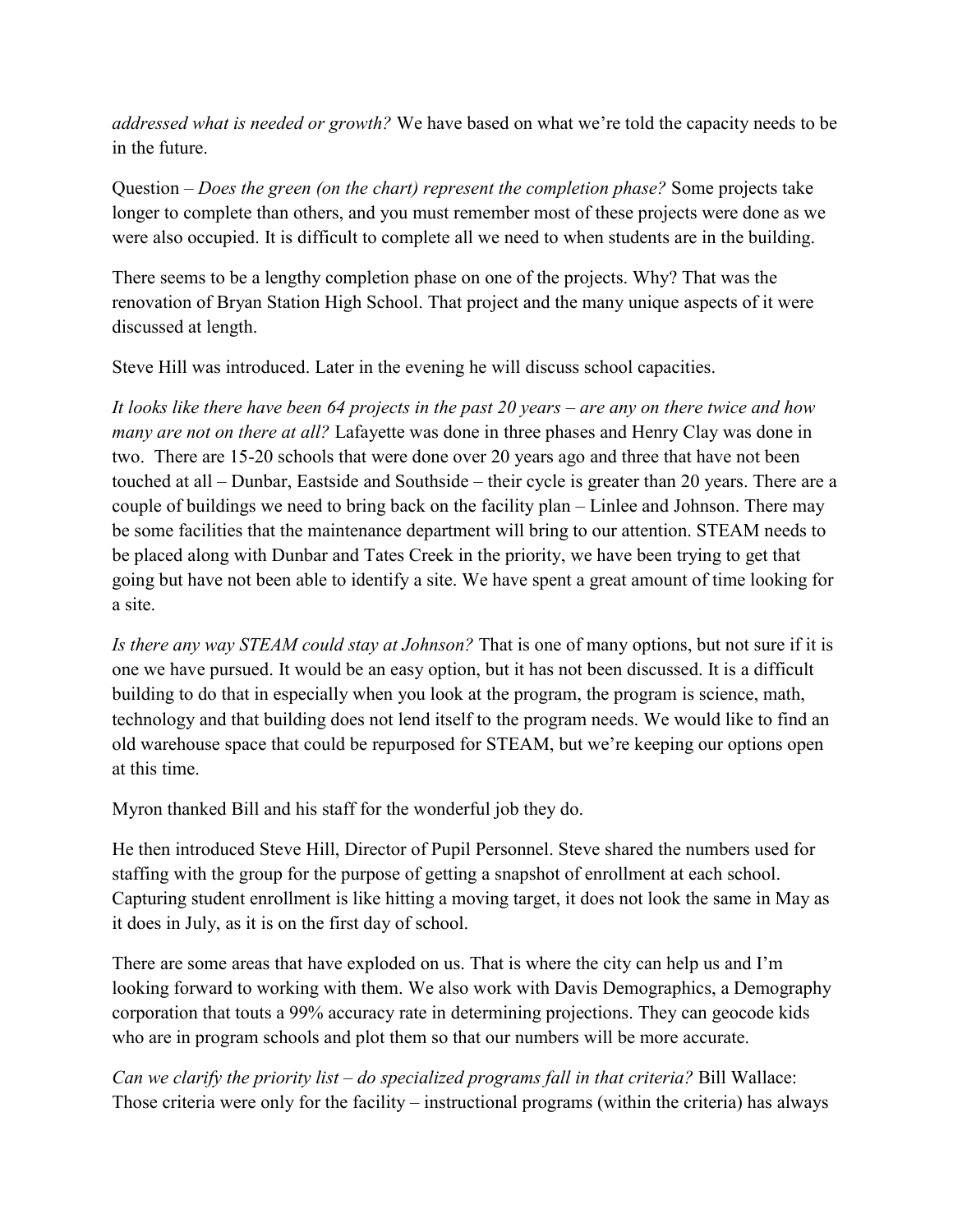*addressed what is needed or growth?* We have based on what we're told the capacity needs to be in the future.

Question – *Does the green (on the chart) represent the completion phase?* Some projects take longer to complete than others, and you must remember most of these projects were done as we were also occupied. It is difficult to complete all we need to when students are in the building.

There seems to be a lengthy completion phase on one of the projects. Why? That was the renovation of Bryan Station High School. That project and the many unique aspects of it were discussed at length.

Steve Hill was introduced. Later in the evening he will discuss school capacities.

*It looks like there have been 64 projects in the past 20 years – are any on there twice and how many are not on there at all?* Lafayette was done in three phases and Henry Clay was done in two. There are 15-20 schools that were done over 20 years ago and three that have not been touched at all – Dunbar, Eastside and Southside – their cycle is greater than 20 years. There are a couple of buildings we need to bring back on the facility plan – Linlee and Johnson. There may be some facilities that the maintenance department will bring to our attention. STEAM needs to be placed along with Dunbar and Tates Creek in the priority, we have been trying to get that going but have not been able to identify a site. We have spent a great amount of time looking for a site.

*Is there any way STEAM could stay at Johnson?* That is one of many options, but not sure if it is one we have pursued. It would be an easy option, but it has not been discussed. It is a difficult building to do that in especially when you look at the program, the program is science, math, technology and that building does not lend itself to the program needs. We would like to find an old warehouse space that could be repurposed for STEAM, but we're keeping our options open at this time.

Myron thanked Bill and his staff for the wonderful job they do.

He then introduced Steve Hill, Director of Pupil Personnel. Steve shared the numbers used for staffing with the group for the purpose of getting a snapshot of enrollment at each school. Capturing student enrollment is like hitting a moving target, it does not look the same in May as it does in July, as it is on the first day of school.

There are some areas that have exploded on us. That is where the city can help us and I'm looking forward to working with them. We also work with Davis Demographics, a Demography corporation that touts a 99% accuracy rate in determining projections. They can geocode kids who are in program schools and plot them so that our numbers will be more accurate.

*Can we clarify the priority list – do specialized programs fall in that criteria?* Bill Wallace: Those criteria were only for the facility – instructional programs (within the criteria) has always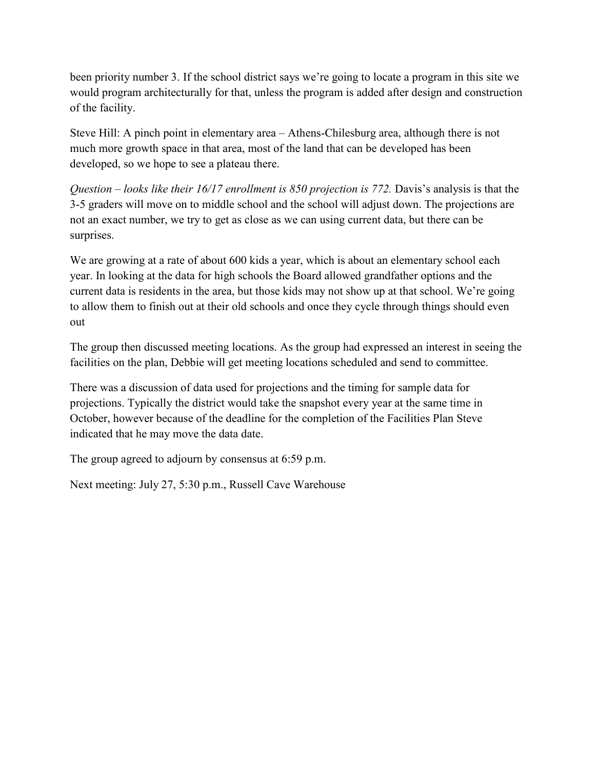been priority number 3. If the school district says we're going to locate a program in this site we would program architecturally for that, unless the program is added after design and construction of the facility.

Steve Hill: A pinch point in elementary area – Athens-Chilesburg area, although there is not much more growth space in that area, most of the land that can be developed has been developed, so we hope to see a plateau there.

*Question – looks like their 16/17 enrollment is 850 projection is 772.* Davis's analysis is that the 3-5 graders will move on to middle school and the school will adjust down. The projections are not an exact number, we try to get as close as we can using current data, but there can be surprises.

We are growing at a rate of about 600 kids a year, which is about an elementary school each year. In looking at the data for high schools the Board allowed grandfather options and the current data is residents in the area, but those kids may not show up at that school. We're going to allow them to finish out at their old schools and once they cycle through things should even out

The group then discussed meeting locations. As the group had expressed an interest in seeing the facilities on the plan, Debbie will get meeting locations scheduled and send to committee.

There was a discussion of data used for projections and the timing for sample data for projections. Typically the district would take the snapshot every year at the same time in October, however because of the deadline for the completion of the Facilities Plan Steve indicated that he may move the data date.

The group agreed to adjourn by consensus at 6:59 p.m.

Next meeting: July 27, 5:30 p.m., Russell Cave Warehouse